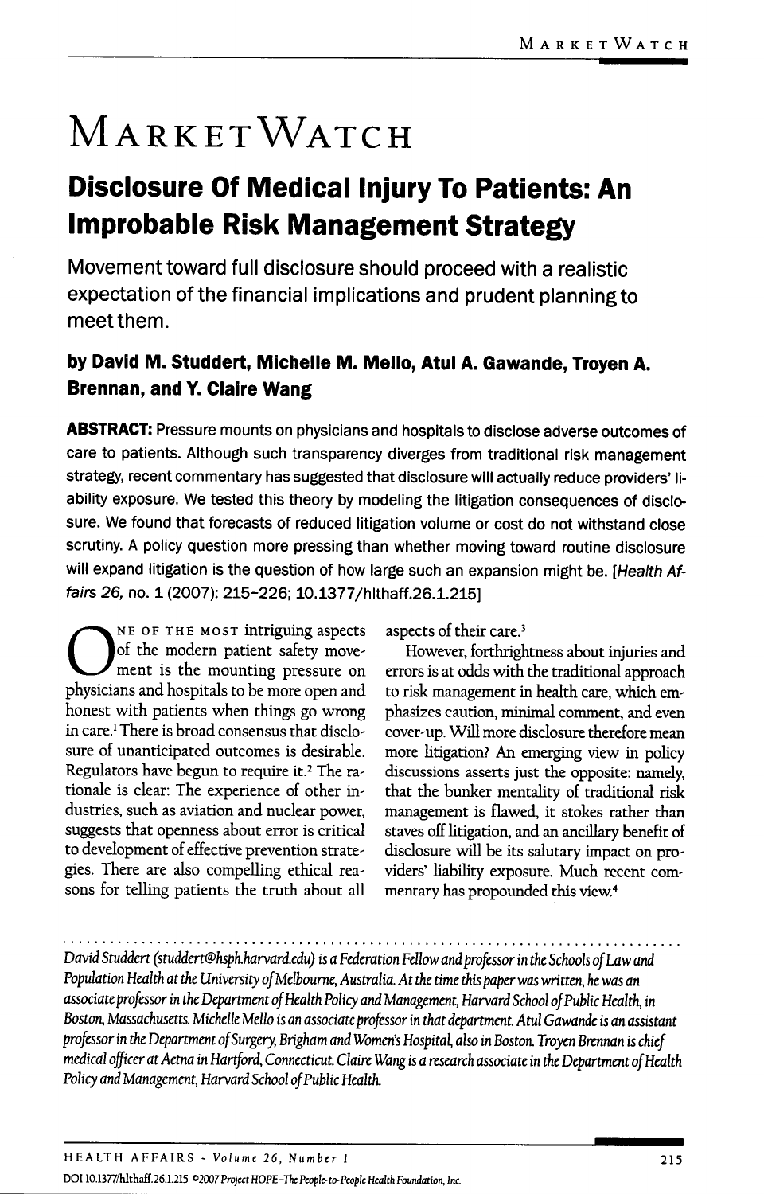# MarketWatch

## Disclosure Of Medical Injury To Patients: An Improbable Risk Management Strategy

Movement toward full disclosure should proceed with a realistic expectation of the financial implications and prudent planning to meet them.

**by David M. Studdert, Michelle M. Mello, Atul A. Gawande, Troyen A. Brennan, and Y. Claire Wang**

**ABSTRACT:** Pressure mounts on physicians and hospitals to disclose adverse outcomes of care to patients. Although such transparency diverges from traditional risk management strategy, recent commentary has suggested that disclosure will actually reduce providers' liability exposure. We tested this theory by modeling the litigation consequences of disclosure. We found that forecasts of reduced litigation volume or cost do not withstand close scrutiny. A policy question more pressing than whether moving toward routine disclosure will expand litigation is the question of how large such an expansion might be. [*Health Affairs* 26, no. 1 (2007): 215–226; 10.1377/hlthaff.26.1.215]

One of the most intriguing aspects of the modern patient safety movement is the mounting pressure on physicians and hospitals to be more open and honest with patients when things go wrong in care.[1] There is broad consensus that disclosure of unanticipated outcomes is desirable. Regulators have begun to require it.[2] The rationale is clear: The experience of other industries, such as aviation and nuclear power, suggests that openness about error is critical to development of effective prevention strategies. There are also compelling ethical reasons for telling patients the truth about all aspects of their care.[3]

However, forthrightness about injuries and errors is at odds with the traditional approach to risk management in health care, which emphasizes caution, minimal comment, and even cover-up. Will more disclosure therefore mean more litigation? An emerging view in policy discussions asserts just the opposite: namely, that the bunker mentality of traditional risk management is flawed, it stokes rather than staves off litigation, and an ancillary benefit of disclosure will be its salutary impact on providers' liability exposure. Much recent commentary has propounded this view.[4]

*David Studdert (studdert@hsph.harvard.edu) is a Federation Fellow and professor in the Schools of Law and Population Health at the University of Melbourne, Australia. At the time this paper was written, he was an associate professor in the Department of Health Policy and Management, Harvard School of Public Health, in Boston, Massachusetts. Michelle Mello is an associate professor in that department. Atul Gawande is an assistant professor in the Department of Surgery, Brigham and Women's Hospital, also in Boston. Troyen Brennan is chief medical officer at Aetna in Hartford, Connecticut. Claire Wang is a research associate in the Department of Health Policy and Management, Harvard School of Public Health.*

DOI 10.1377/hlthaff.26.1.215 ©2007 Project HOPE–The People-to-People Health Foundation, Inc.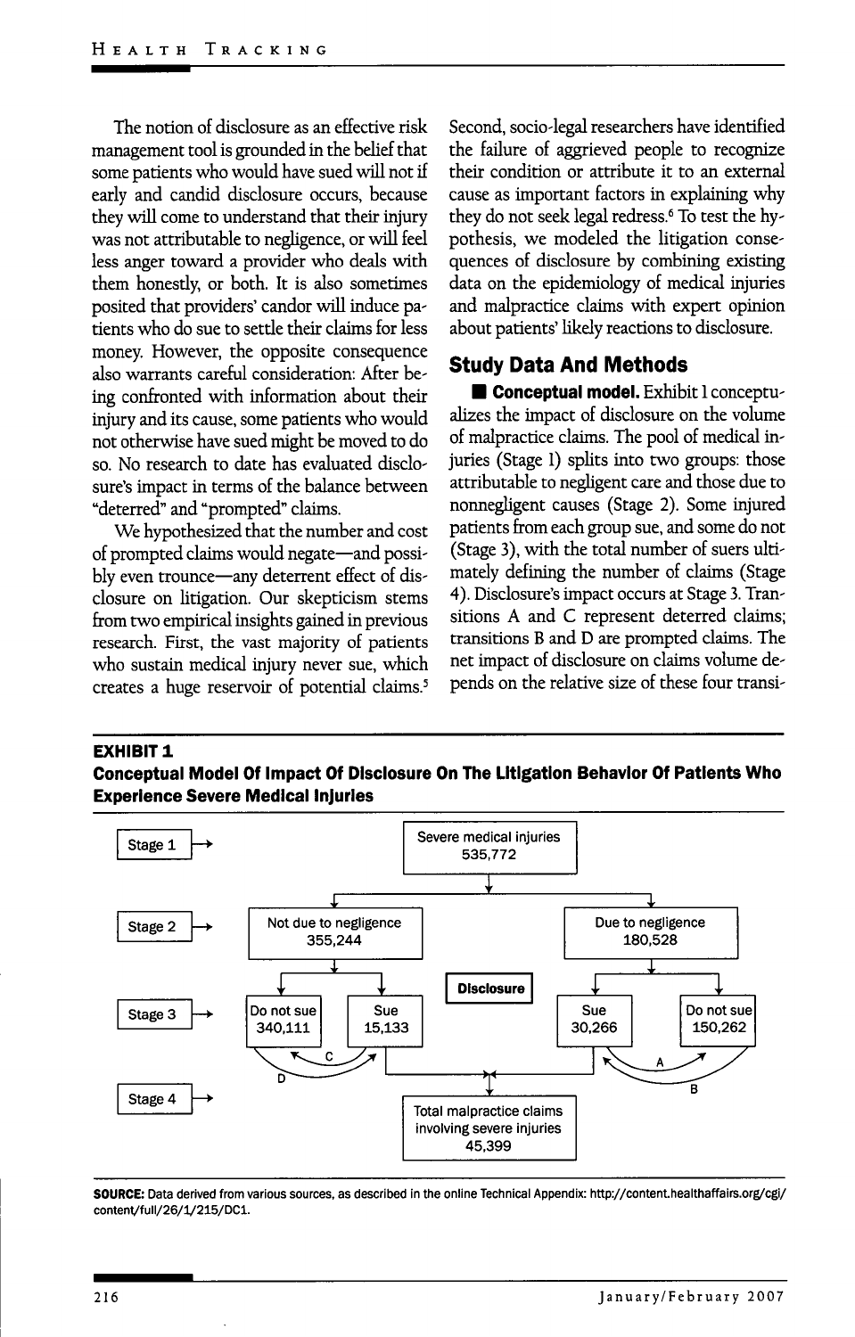The notion of disclosure as an effective risk management tool is grounded in the belief that some patients who would have sued will not if early and candid disclosure occurs, because they will come to understand that their injury was not attributable to negligence, or will feel less anger toward a provider who deals with them honestly, or both. It is also sometimes posited that providers' candor will induce patients who do sue to settle their claims for less money. However, the opposite consequence also warrants careful consideration: After being confronted with information about their injury and its cause, some patients who would not otherwise have sued might be moved to do so. No research to date has evaluated disclosure's impact in terms of the balance between "deterred" and "prompted" claims.

We hypothesized that the number and cost of prompted claims would negate—and possibly even trounce—any deterrent effect of disclosure on litigation. Our skepticism stems from two empirical insights gained in previous research. First, the vast majority of patients who sustain medical injury never sue, which creates a huge reservoir of potential claims.[5] Second, socio-legal researchers have identified the failure of aggrieved people to recognize their condition or attribute it to an external cause as important factors in explaining why they do not seek legal redress.[6] To test the hypothesis, we modeled the litigation consequences of disclosure by combining existing data on the epidemiology of medical injuries and malpractice claims with expert opinion about patients' likely reactions to disclosure.

## Study Data And Methods

■ **Conceptual model.** Exhibit 1 conceptualizes the impact of disclosure on the volume of malpractice claims. The pool of medical injuries (Stage 1) splits into two groups: those attributable to negligent care and those due to nonnegligent causes (Stage 2). Some injured patients from each group sue, and some do not (Stage 3), with the total number of suers ultimately defining the number of claims (Stage 4). Disclosure's impact occurs at Stage 3. Transitions A and C represent deterred claims; transitions B and D are prompted claims. The net impact of disclosure on claims volume depends on the relative size of these four transi-

**EXHIBIT 1**
**Conceptual Model Of Impact Of Disclosure On The Litigation Behavior Of Patients Who Experience Severe Medical Injuries**

Stage 1
Stage 2
Stage 3
Stage 4

Severe medical injuries
535,772

Not due to negligence
355,244

Due to negligence
180,528

Disclosure

Do not sue
340,111

Sue
15,133

Sue
30,266

Do not sue
150,262

C
D
A
B

Total malpractice claims involving severe injuries
45,399

**SOURCE:** Data derived from various sources, as described in the online Technical Appendix: http://content.healthaffairs.org/cgi/content/full/26/1/215/DC1.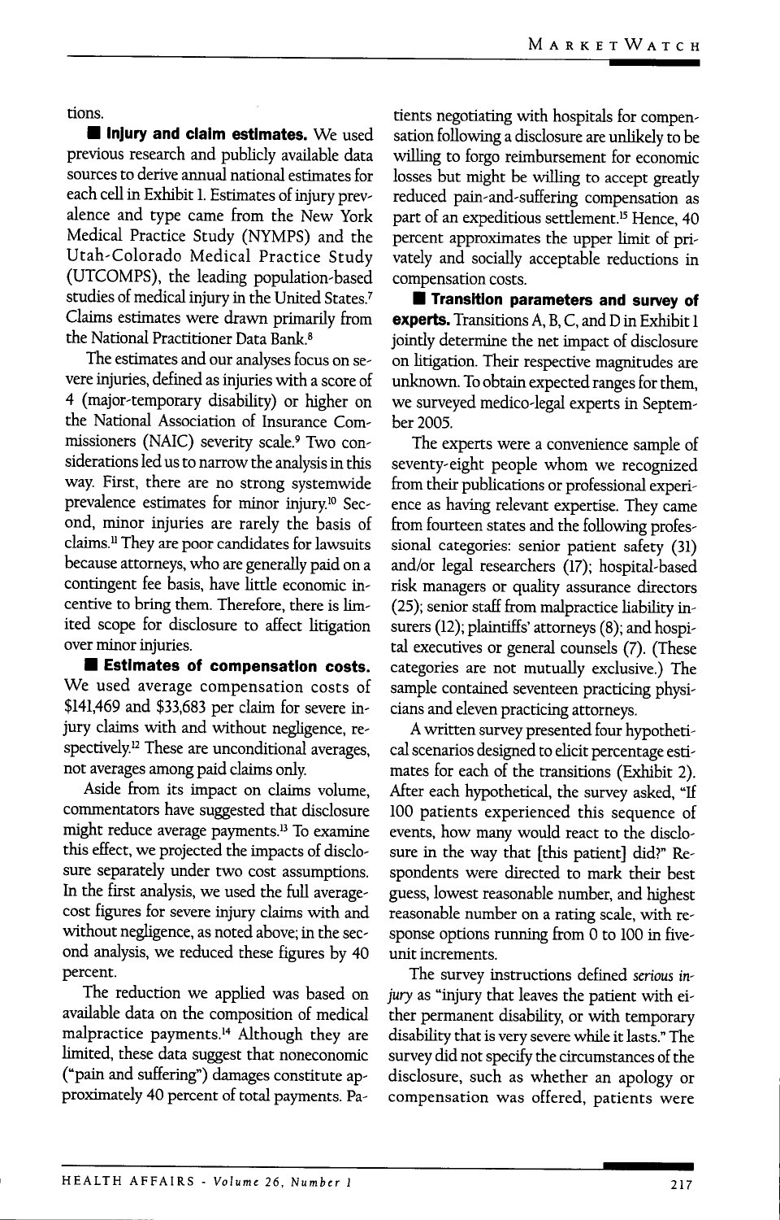tions.

**Injury and claim estimates.** We used previous research and publicly available data sources to derive annual national estimates for each cell in Exhibit 1. Estimates of injury prevalence and type came from the New York Medical Practice Study (NYMPS) and the Utah-Colorado Medical Practice Study (UTCOMPS), the leading population-based studies of medical injury in the United States.[7] Claims estimates were drawn primarily from the National Practitioner Data Bank.[8]

The estimates and our analyses focus on severe injuries, defined as injuries with a score of 4 (major-temporary disability) or higher on the National Association of Insurance Commissioners (NAIC) severity scale.[9] Two considerations led us to narrow the analysis in this way. First, there are no strong systemwide prevalence estimates for minor injury.[10] Second, minor injuries are rarely the basis of claims.[11] They are poor candidates for lawsuits because attorneys, who are generally paid on a contingent fee basis, have little economic incentive to bring them. Therefore, there is limited scope for disclosure to affect litigation over minor injuries.

**Estimates of compensation costs.** We used average compensation costs of $141,469 and $33,683 per claim for severe injury claims with and without negligence, respectively.[12] These are unconditional averages, not averages among paid claims only.

Aside from its impact on claims volume, commentators have suggested that disclosure might reduce average payments.[13] To examine this effect, we projected the impacts of disclosure separately under two cost assumptions. In the first analysis, we used the full average-cost figures for severe injury claims with and without negligence, as noted above; in the second analysis, we reduced these figures by 40 percent.

The reduction we applied was based on available data on the composition of medical malpractice payments.[14] Although they are limited, these data suggest that noneconomic ("pain and suffering") damages constitute approximately 40 percent of total payments. Patients negotiating with hospitals for compensation following a disclosure are unlikely to be willing to forgo reimbursement for economic losses but might be willing to accept greatly reduced pain-and-suffering compensation as part of an expeditious settlement.[15] Hence, 40 percent approximates the upper limit of privately and socially acceptable reductions in compensation costs.

**Transition parameters and survey of experts.** Transitions A, B, C, and D in Exhibit 1 jointly determine the net impact of disclosure on litigation. Their respective magnitudes are unknown. To obtain expected ranges for them, we surveyed medico-legal experts in September 2005.

The experts were a convenience sample of seventy-eight people whom we recognized from their publications or professional experience as having relevant expertise. They came from fourteen states and the following professional categories: senior patient safety (31) and/or legal researchers (17); hospital-based risk managers or quality assurance directors (25); senior staff from malpractice liability insurers (12); plaintiffs' attorneys (8); and hospital executives or general counsels (7). (These categories are not mutually exclusive.) The sample contained seventeen practicing physicians and eleven practicing attorneys.

A written survey presented four hypothetical scenarios designed to elicit percentage estimates for each of the transitions (Exhibit 2). After each hypothetical, the survey asked, "If 100 patients experienced this sequence of events, how many would react to the disclosure in the way that [this patient] did?" Respondents were directed to mark their best guess, lowest reasonable number, and highest reasonable number on a rating scale, with response options running from 0 to 100 in five-unit increments.

The survey instructions defined *serious injury* as "injury that leaves the patient with either permanent disability, or with temporary disability that is very severe while it lasts." The survey did not specify the circumstances of the disclosure, such as whether an apology or compensation was offered, patients were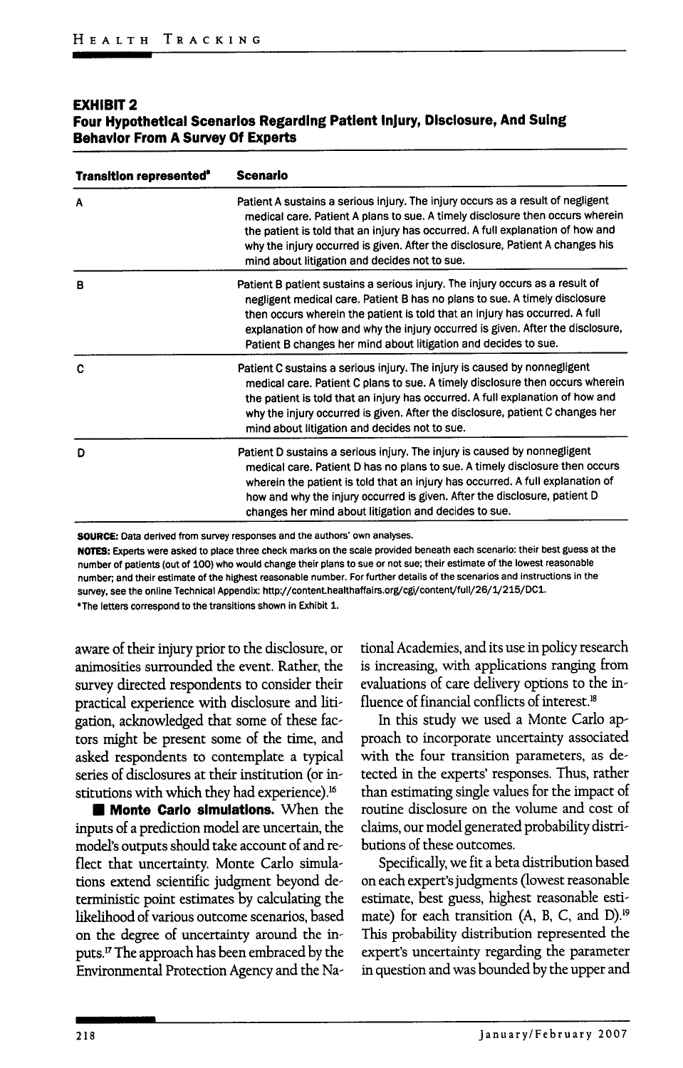**EXHIBIT 2**
**Four Hypothetical Scenarios Regarding Patient Injury, Disclosure, And Suing Behavior From A Survey Of Experts**

| Transition represented[a] | Scenario |
|---|---|
| A | Patient A sustains a serious injury. The injury occurs as a result of negligent medical care. Patient A plans to sue. A timely disclosure then occurs wherein the patient is told that an injury has occurred. A full explanation of how and why the injury occurred is given. After the disclosure, Patient A changes his mind about litigation and decides not to sue. |
| B | Patient B patient sustains a serious injury. The injury occurs as a result of negligent medical care. Patient B has no plans to sue. A timely disclosure then occurs wherein the patient is told that an injury has occurred. A full explanation of how and why the injury occurred is given. After the disclosure, Patient B changes her mind about litigation and decides to sue. |
| C | Patient C sustains a serious injury. The injury is caused by nonnegligent medical care. Patient C plans to sue. A timely disclosure then occurs wherein the patient is told that an injury has occurred. A full explanation of how and why the injury occurred is given. After the disclosure, patient C changes her mind about litigation and decides not to sue. |
| D | Patient D sustains a serious injury. The injury is caused by nonnegligent medical care. Patient D has no plans to sue. A timely disclosure then occurs wherein the patient is told that an injury has occurred. A full explanation of how and why the injury occurred is given. After the disclosure, patient D changes her mind about litigation and decides to sue. |

**SOURCE:** Data derived from survey responses and the authors' own analyses.
**NOTES:** Experts were asked to place three check marks on the scale provided beneath each scenario: their best guess at the number of patients (out of 100) who would change their plans to sue or not sue; their estimate of the lowest reasonable number; and their estimate of the highest reasonable number. For further details of the scenarios and instructions in the survey, see the online Technical Appendix: http://content.healthaffairs.org/cgi/content/full/26/1/215/DC1.
[a] The letters correspond to the transitions shown in Exhibit 1.

aware of their injury prior to the disclosure, or animosities surrounded the event. Rather, the survey directed respondents to consider their practical experience with disclosure and litigation, acknowledged that some of these factors might be present some of the time, and asked respondents to contemplate a typical series of disclosures at their institution (or institutions with which they had experience).[16]

**Monte Carlo simulations.** When the inputs of a prediction model are uncertain, the model's outputs should take account of and reflect that uncertainty. Monte Carlo simulations extend scientific judgment beyond deterministic point estimates by calculating the likelihood of various outcome scenarios, based on the degree of uncertainty around the inputs.[17] The approach has been embraced by the Environmental Protection Agency and the National Academies, and its use in policy research is increasing, with applications ranging from evaluations of care delivery options to the influence of financial conflicts of interest.[18]

In this study we used a Monte Carlo approach to incorporate uncertainty associated with the four transition parameters, as detected in the experts' responses. Thus, rather than estimating single values for the impact of routine disclosure on the volume and cost of claims, our model generated probability distributions of these outcomes.

Specifically, we fit a beta distribution based on each expert's judgments (lowest reasonable estimate, best guess, highest reasonable estimate) for each transition (A, B, C, and D).[19] This probability distribution represented the expert's uncertainty regarding the parameter in question and was bounded by the upper and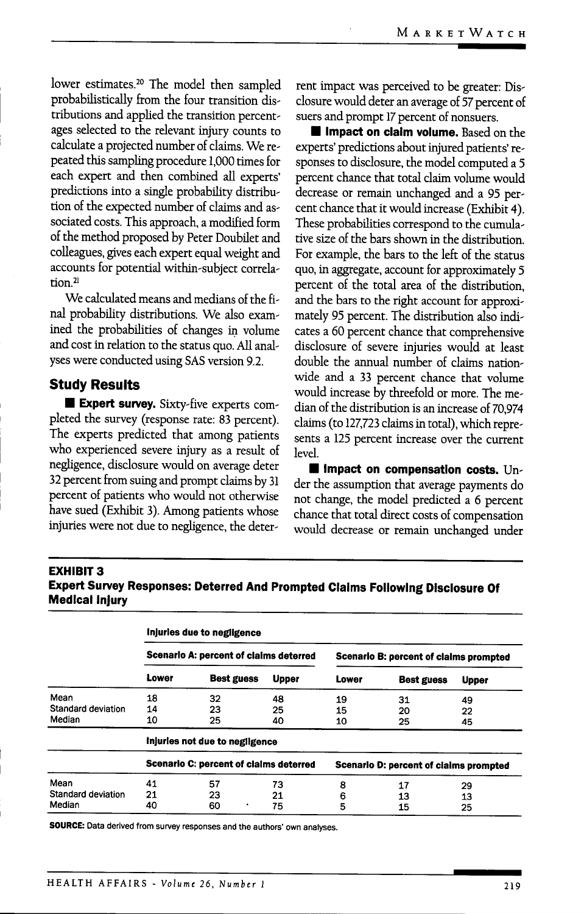lower estimates.[20] The model then sampled probabilistically from the four transition distributions and applied the transition percentages selected to the relevant injury counts to calculate a projected number of claims. We repeated this sampling procedure 1,000 times for each expert and then combined all experts' predictions into a single probability distribution of the expected number of claims and associated costs. This approach, a modified form of the method proposed by Peter Doubilet and colleagues, gives each expert equal weight and accounts for potential within-subject correlation.[21]

We calculated means and medians of the final probability distributions. We also examined the probabilities of changes in volume and cost in relation to the status quo. All analyses were conducted using SAS version 9.2.

## Study Results

**Expert survey.** Sixty-five experts completed the survey (response rate: 83 percent). The experts predicted that among patients who experienced severe injury as a result of negligence, disclosure would on average deter 32 percent from suing and prompt claims by 31 percent of patients who would not otherwise have sued (Exhibit 3). Among patients whose injuries were not due to negligence, the deterrent impact was perceived to be greater: Disclosure would deter an average of 57 percent of suers and prompt 17 percent of nonsuers.

**Impact on claim volume.** Based on the experts' predictions about injured patients' responses to disclosure, the model computed a 5 percent chance that total claim volume would decrease or remain unchanged and a 95 percent chance that it would increase (Exhibit 4). These probabilities correspond to the cumulative size of the bars shown in the distribution. For example, the bars to the left of the status quo, in aggregate, account for approximately 5 percent of the total area of the distribution, and the bars to the right account for approximately 95 percent. The distribution also indicates a 60 percent chance that comprehensive disclosure of severe injuries would at least double the annual number of claims nationwide and a 33 percent chance that volume would increase by threefold or more. The median of the distribution is an increase of 70,974 claims (to 127,723 claims in total), which represents a 125 percent increase over the current level.

**Impact on compensation costs.** Under the assumption that average payments do not change, the model predicted a 6 percent chance that total direct costs of compensation would decrease or remain unchanged under

**EXHIBIT 3**
**Expert Survey Responses: Deterred And Prompted Claims Following Disclosure Of Medical Injury**

| | Injuries due to negligence | | | | | |
|---|---|---|---|---|---|---|
| | Scenario A: percent of claims deterred | | | Scenario B: percent of claims prompted | | |
| | Lower | Best guess | Upper | Lower | Best guess | Upper |
| Mean | 18 | 32 | 48 | 19 | 31 | 49 |
| Standard deviation | 14 | 23 | 25 | 15 | 20 | 22 |
| Median | 10 | 25 | 40 | 10 | 25 | 45 |
| | **Injuries not due to negligence** | | | | | |
| | **Scenario C: percent of claims deterred** | | | **Scenario D: percent of claims prompted** | | |
| Mean | 41 | 57 | 73 | 8 | 17 | 29 |
| Standard deviation | 21 | 23 | 21 | 6 | 13 | 13 |
| Median | 40 | 60 | 75 | 5 | 15 | 25 |

**SOURCE:** Data derived from survey responses and the authors' own analyses.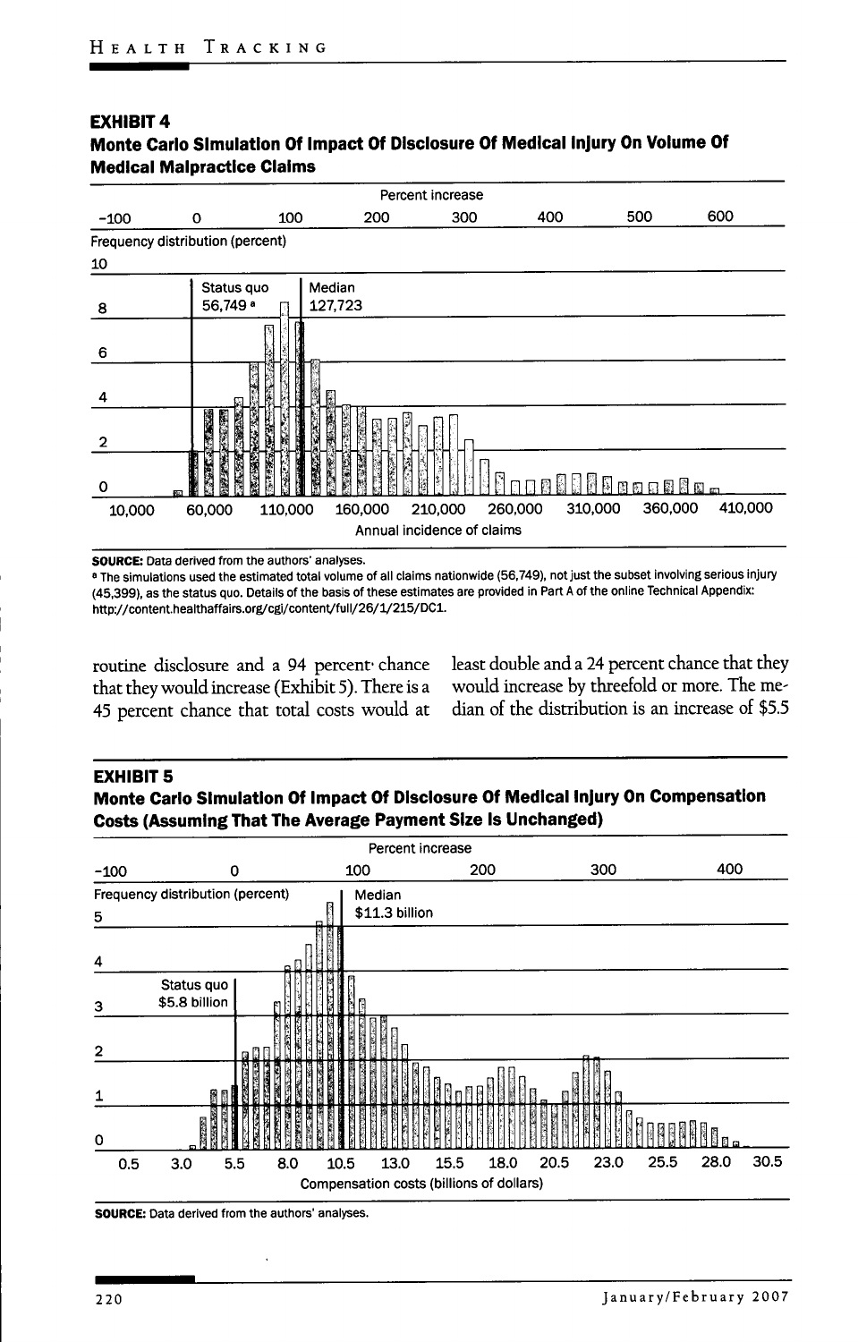### EXHIBIT 4

**Monte Carlo Simulation Of Impact Of Disclosure Of Medical Injury On Volume Of Medical Malpractice Claims**

Percent increase

-100 0 100 200 300 400 500 600

Frequency distribution (percent)

10

8

6

4

2

0

Status quo 56,749 [a]

Median 127,723

10,000 60,000 110,000 160,000 210,000 260,000 310,000 360,000 410,000

Annual incidence of claims

**SOURCE:** Data derived from the authors' analyses.

[a] The simulations used the estimated total volume of all claims nationwide (56,749), not just the subset involving serious injury (45,399), as the status quo. Details of the basis of these estimates are provided in Part A of the online Technical Appendix: http://content.healthaffairs.org/cgi/content/full/26/1/215/DC1.

routine disclosure and a 94 percent chance that they would increase (Exhibit 5). There is a 45 percent chance that total costs would at least double and a 24 percent chance that they would increase by threefold or more. The median of the distribution is an increase of $5.5

### EXHIBIT 5

**Monte Carlo Simulation Of Impact Of Disclosure Of Medical Injury On Compensation Costs (Assuming That The Average Payment Size Is Unchanged)**

Percent increase

-100 0 100 200 300 400

Frequency distribution (percent)

5

4

3

2

1

0

Median $11.3 billion

Status quo $5.8 billion

0.5 3.0 5.5 8.0 10.5 13.0 15.5 18.0 20.5 23.0 25.5 28.0 30.5

Compensation costs (billions of dollars)

**SOURCE:** Data derived from the authors' analyses.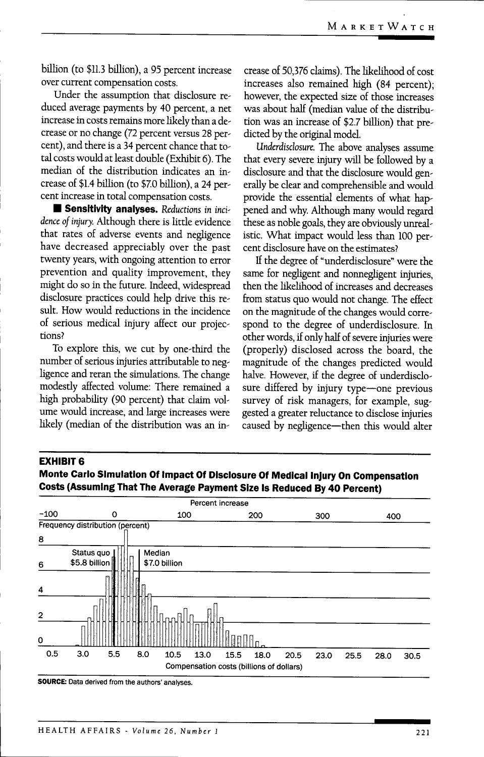billion (to $11.3 billion), a 95 percent increase over current compensation costs.

Under the assumption that disclosure reduced average payments by 40 percent, a net increase in costs remains more likely than a decrease or no change (72 percent versus 28 percent), and there is a 34 percent chance that total costs would at least double (Exhibit 6). The median of the distribution indicates an increase of $1.4 billion (to $7.0 billion), a 24 percent increase in total compensation costs.

**Sensitivity analyses.** *Reductions in incidence of injury.* Although there is little evidence that rates of adverse events and negligence have decreased appreciably over the past twenty years, with ongoing attention to error prevention and quality improvement, they might do so in the future. Indeed, widespread disclosure practices could help drive this result. How would reductions in the incidence of serious medical injury affect our projections?

To explore this, we cut by one-third the number of serious injuries attributable to negligence and reran the simulations. The change modestly affected volume: There remained a high probability (90 percent) that claim volume would increase, and large increases were likely (median of the distribution was an increase of 50,376 claims). The likelihood of cost increases also remained high (84 percent); however, the expected size of those increases was about half (median value of the distribution was an increase of $2.7 billion) that predicted by the original model.

*Underdisclosure.* The above analyses assume that every severe injury will be followed by a disclosure and that the disclosure would generally be clear and comprehensible and would provide the essential elements of what happened and why. Although many would regard these as noble goals, they are obviously unrealistic. What impact would less than 100 percent disclosure have on the estimates?

If the degree of "underdisclosure" were the same for negligent and nonnegligent injuries, then the likelihood of increases and decreases from status quo would not change. The effect on the magnitude of the changes would correspond to the degree of underdisclosure. In other words, if only half of severe injuries were (properly) disclosed across the board, the magnitude of the changes predicted would halve. However, if the degree of underdisclosure differed by injury type—one previous survey of risk managers, for example, suggested a greater reluctance to disclose injuries caused by negligence—then this would alter

**EXHIBIT 6**

**Monte Carlo Simulation Of Impact Of Disclosure Of Medical Injury On Compensation Costs (Assuming That The Average Payment Size Is Reduced By 40 Percent)**

Percent increase

-100 0 100 200 300 400

Frequency distribution (percent)

8 6 4 2 0

Status quo $5.8 billion

Median $7.0 billion

0.5 3.0 5.5 8.0 10.5 13.0 15.5 18.0 20.5 23.0 25.5 28.0 30.5

Compensation costs (billions of dollars)

**SOURCE:** Data derived from the authors' analyses.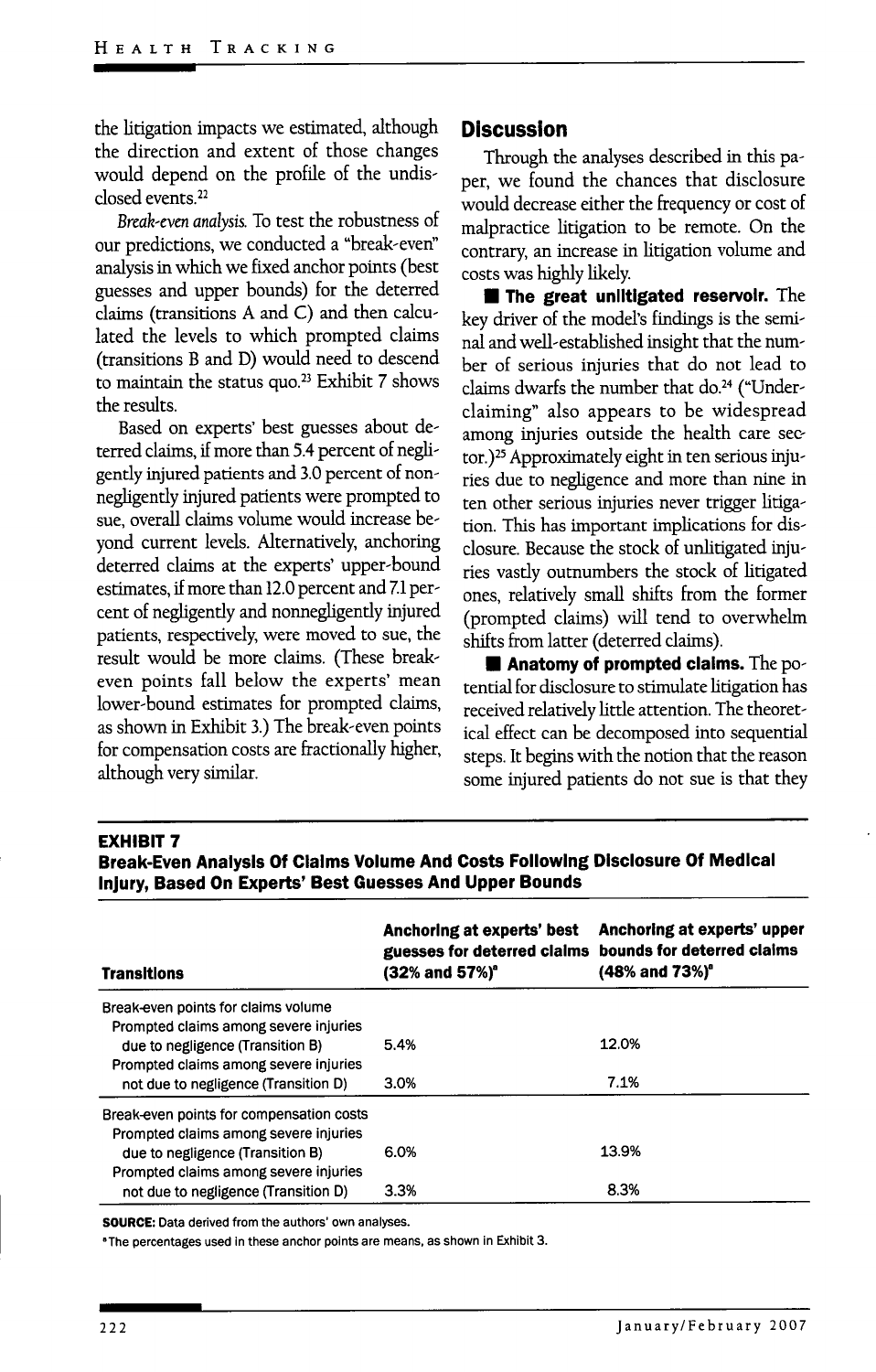the litigation impacts we estimated, although the direction and extent of those changes would depend on the profile of the undisclosed events.[22]

*Break-even analysis.* To test the robustness of our predictions, we conducted a "break-even" analysis in which we fixed anchor points (best guesses and upper bounds) for the deterred claims (transitions A and C) and then calculated the levels to which prompted claims (transitions B and D) would need to descend to maintain the status quo.[23] Exhibit 7 shows the results.

Based on experts' best guesses about deterred claims, if more than 5.4 percent of negligently injured patients and 3.0 percent of nonnegligently injured patients were prompted to sue, overall claims volume would increase beyond current levels. Alternatively, anchoring deterred claims at the experts' upper-bound estimates, if more than 12.0 percent and 7.1 percent of negligently and nonnegligently injured patients, respectively, were moved to sue, the result would be more claims. (These break-even points fall below the experts' mean lower-bound estimates for prompted claims, as shown in Exhibit 3.) The break-even points for compensation costs are fractionally higher, although very similar.

## Discussion

Through the analyses described in this paper, we found the chances that disclosure would decrease either the frequency or cost of malpractice litigation to be remote. On the contrary, an increase in litigation volume and costs was highly likely.

**The great unlitigated reservoir.** The key driver of the model's findings is the seminal and well-established insight that the number of serious injuries that do not lead to claims dwarfs the number that do.[24] ("Underclaiming" also appears to be widespread among injuries outside the health care sector.)[25] Approximately eight in ten serious injuries due to negligence and more than nine in ten other serious injuries never trigger litigation. This has important implications for disclosure. Because the stock of unlitigated injuries vastly outnumbers the stock of litigated ones, relatively small shifts from the former (prompted claims) will tend to overwhelm shifts from latter (deterred claims).

**Anatomy of prompted claims.** The potential for disclosure to stimulate litigation has received relatively little attention. The theoretical effect can be decomposed into sequential steps. It begins with the notion that the reason some injured patients do not sue is that they

**EXHIBIT 7**
**Break-Even Analysis Of Claims Volume And Costs Following Disclosure Of Medical Injury, Based On Experts' Best Guesses And Upper Bounds**

| Transitions | Anchoring at experts' best guesses for deterred claims (32% and 57%)[a] | Anchoring at experts' upper bounds for deterred claims (48% and 73%)[a] |
|---|---|---|
| Break-even points for claims volume | | |
| Prompted claims among severe injuries due to negligence (Transition B) | 5.4% | 12.0% |
| Prompted claims among severe injuries not due to negligence (Transition D) | 3.0% | 7.1% |
| Break-even points for compensation costs | | |
| Prompted claims among severe injuries due to negligence (Transition B) | 6.0% | 13.9% |
| Prompted claims among severe injuries not due to negligence (Transition D) | 3.3% | 8.3% |

**SOURCE:** Data derived from the authors' own analyses.
[a] The percentages used in these anchor points are means, as shown in Exhibit 3.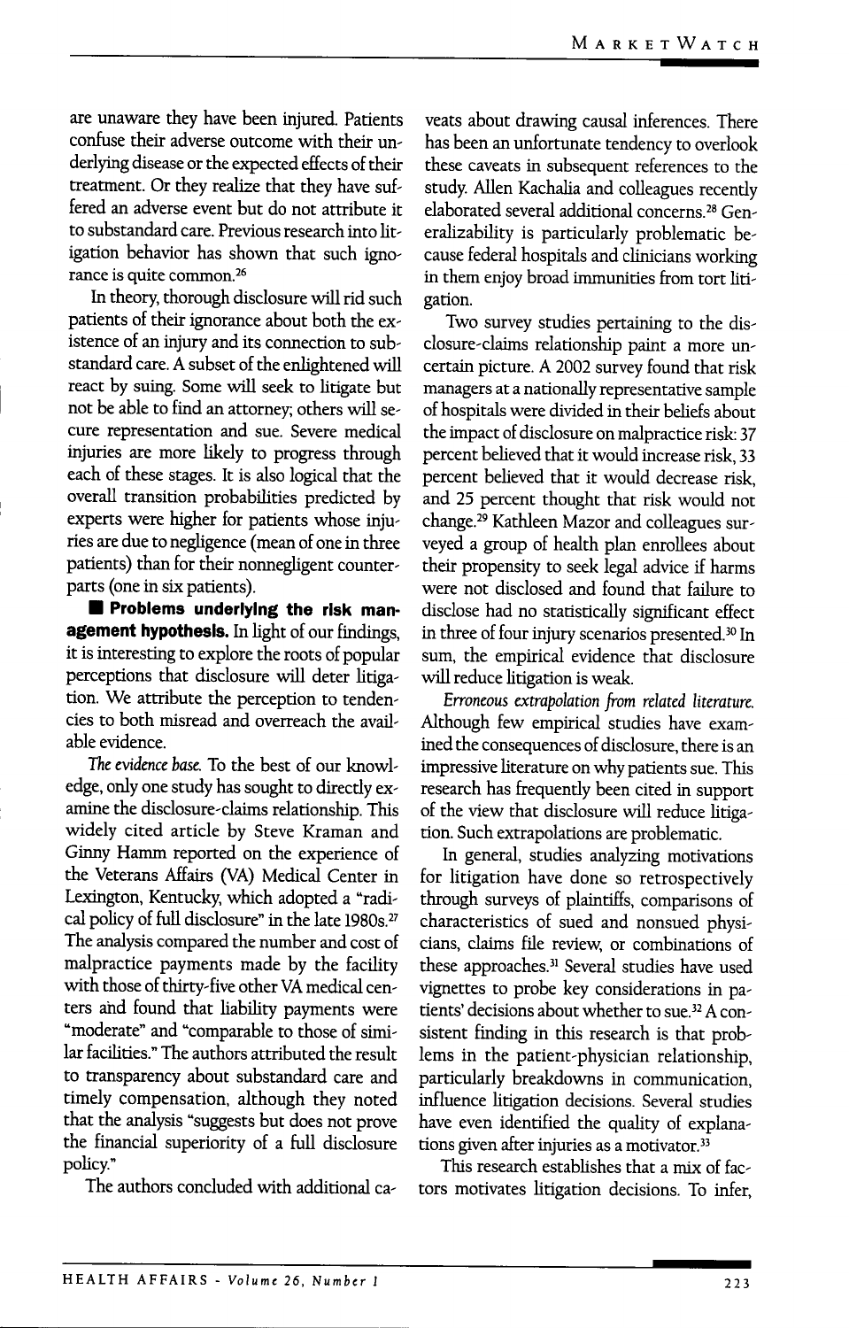are unaware they have been injured. Patients confuse their adverse outcome with their underlying disease or the expected effects of their treatment. Or they realize that they have suffered an adverse event but do not attribute it to substandard care. Previous research into litigation behavior has shown that such ignorance is quite common.[26]

In theory, thorough disclosure will rid such patients of their ignorance about both the existence of an injury and its connection to substandard care. A subset of the enlightened will react by suing. Some will seek to litigate but not be able to find an attorney; others will secure representation and sue. Severe medical injuries are more likely to progress through each of these stages. It is also logical that the overall transition probabilities predicted by experts were higher for patients whose injuries are due to negligence (mean of one in three patients) than for their nonnegligent counterparts (one in six patients).

■ **Problems underlying the risk management hypothesis.** In light of our findings, it is interesting to explore the roots of popular perceptions that disclosure will deter litigation. We attribute the perception to tendencies to both misread and overreach the available evidence.

*The evidence base.* To the best of our knowledge, only one study has sought to directly examine the disclosure-claims relationship. This widely cited article by Steve Kraman and Ginny Hamm reported on the experience of the Veterans Affairs (VA) Medical Center in Lexington, Kentucky, which adopted a "radical policy of full disclosure" in the late 1980s.[27] The analysis compared the number and cost of malpractice payments made by the facility with those of thirty-five other VA medical centers and found that liability payments were "moderate" and "comparable to those of similar facilities." The authors attributed the result to transparency about substandard care and timely compensation, although they noted that the analysis "suggests but does not prove the financial superiority of a full disclosure policy."

The authors concluded with additional caveats about drawing causal inferences. There has been an unfortunate tendency to overlook these caveats in subsequent references to the study. Allen Kachalia and colleagues recently elaborated several additional concerns.[28] Generalizability is particularly problematic because federal hospitals and clinicians working in them enjoy broad immunities from tort litigation.

Two survey studies pertaining to the disclosure-claims relationship paint a more uncertain picture. A 2002 survey found that risk managers at a nationally representative sample of hospitals were divided in their beliefs about the impact of disclosure on malpractice risk: 37 percent believed that it would increase risk, 33 percent believed that it would decrease risk, and 25 percent thought that risk would not change.[29] Kathleen Mazor and colleagues surveyed a group of health plan enrollees about their propensity to seek legal advice if harms were not disclosed and found that failure to disclose had no statistically significant effect in three of four injury scenarios presented.[30] In sum, the empirical evidence that disclosure will reduce litigation is weak.

*Erroneous extrapolation from related literature.* Although few empirical studies have examined the consequences of disclosure, there is an impressive literature on why patients sue. This research has frequently been cited in support of the view that disclosure will reduce litigation. Such extrapolations are problematic.

In general, studies analyzing motivations for litigation have done so retrospectively through surveys of plaintiffs, comparisons of characteristics of sued and nonsued physicians, claims file review, or combinations of these approaches.[31] Several studies have used vignettes to probe key considerations in patients' decisions about whether to sue.[32] A consistent finding in this research is that problems in the patient-physician relationship, particularly breakdowns in communication, influence litigation decisions. Several studies have even identified the quality of explanations given after injuries as a motivator.[33]

This research establishes that a mix of factors motivates litigation decisions. To infer,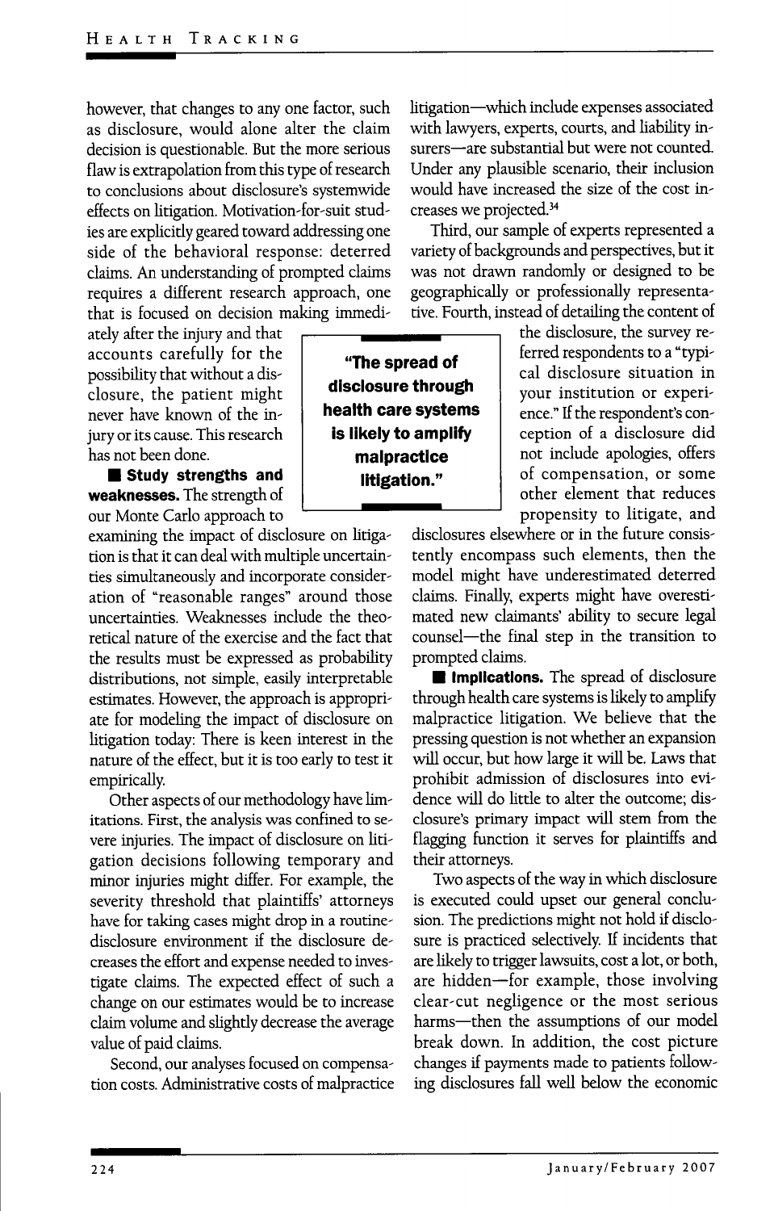however, that changes to any one factor, such as disclosure, would alone alter the claim decision is questionable. But the more serious flaw is extrapolation from this type of research to conclusions about disclosure's systemwide effects on litigation. Motivation-for-suit studies are explicitly geared toward addressing one side of the behavioral response: deterred claims. An understanding of prompted claims requires a different research approach, one that is focused on decision making immediately after the injury and that accounts carefully for the possibility that without a disclosure, the patient might never have known of the injury or its cause. This research has not been done.

> "The spread of disclosure through health care systems is likely to amplify malpractice litigation."

**Study strengths and weaknesses.** The strength of our Monte Carlo approach to examining the impact of disclosure on litigation is that it can deal with multiple uncertainties simultaneously and incorporate consideration of "reasonable ranges" around those uncertainties. Weaknesses include the theoretical nature of the exercise and the fact that the results must be expressed as probability distributions, not simple, easily interpretable estimates. However, the approach is appropriate for modeling the impact of disclosure on litigation today: There is keen interest in the nature of the effect, but it is too early to test it empirically.

Other aspects of our methodology have limitations. First, the analysis was confined to severe injuries. The impact of disclosure on litigation decisions following temporary and minor injuries might differ. For example, the severity threshold that plaintiffs' attorneys have for taking cases might drop in a routine-disclosure environment if the disclosure decreases the effort and expense needed to investigate claims. The expected effect of such a change on our estimates would be to increase claim volume and slightly decrease the average value of paid claims.

Second, our analyses focused on compensation costs. Administrative costs of malpractice litigation—which include expenses associated with lawyers, experts, courts, and liability insurers—are substantial but were not counted. Under any plausible scenario, their inclusion would have increased the size of the cost increases we projected.[34]

Third, our sample of experts represented a variety of backgrounds and perspectives, but it was not drawn randomly or designed to be geographically or professionally representative. Fourth, instead of detailing the content of the disclosure, the survey referred respondents to a "typical disclosure situation in your institution or experience." If the respondent's conception of a disclosure did not include apologies, offers of compensation, or some other element that reduces propensity to litigate, and disclosures elsewhere or in the future consistently encompass such elements, then the model might have underestimated deterred claims. Finally, experts might have overestimated new claimants' ability to secure legal counsel—the final step in the transition to prompted claims.

**Implications.** The spread of disclosure through health care systems is likely to amplify malpractice litigation. We believe that the pressing question is not whether an expansion will occur, but how large it will be. Laws that prohibit admission of disclosures into evidence will do little to alter the outcome; disclosure's primary impact will stem from the flagging function it serves for plaintiffs and their attorneys.

Two aspects of the way in which disclosure is executed could upset our general conclusion. The predictions might not hold if disclosure is practiced selectively. If incidents that are likely to trigger lawsuits, cost a lot, or both, are hidden—for example, those involving clear-cut negligence or the most serious harms—then the assumptions of our model break down. In addition, the cost picture changes if payments made to patients following disclosures fall well below the economic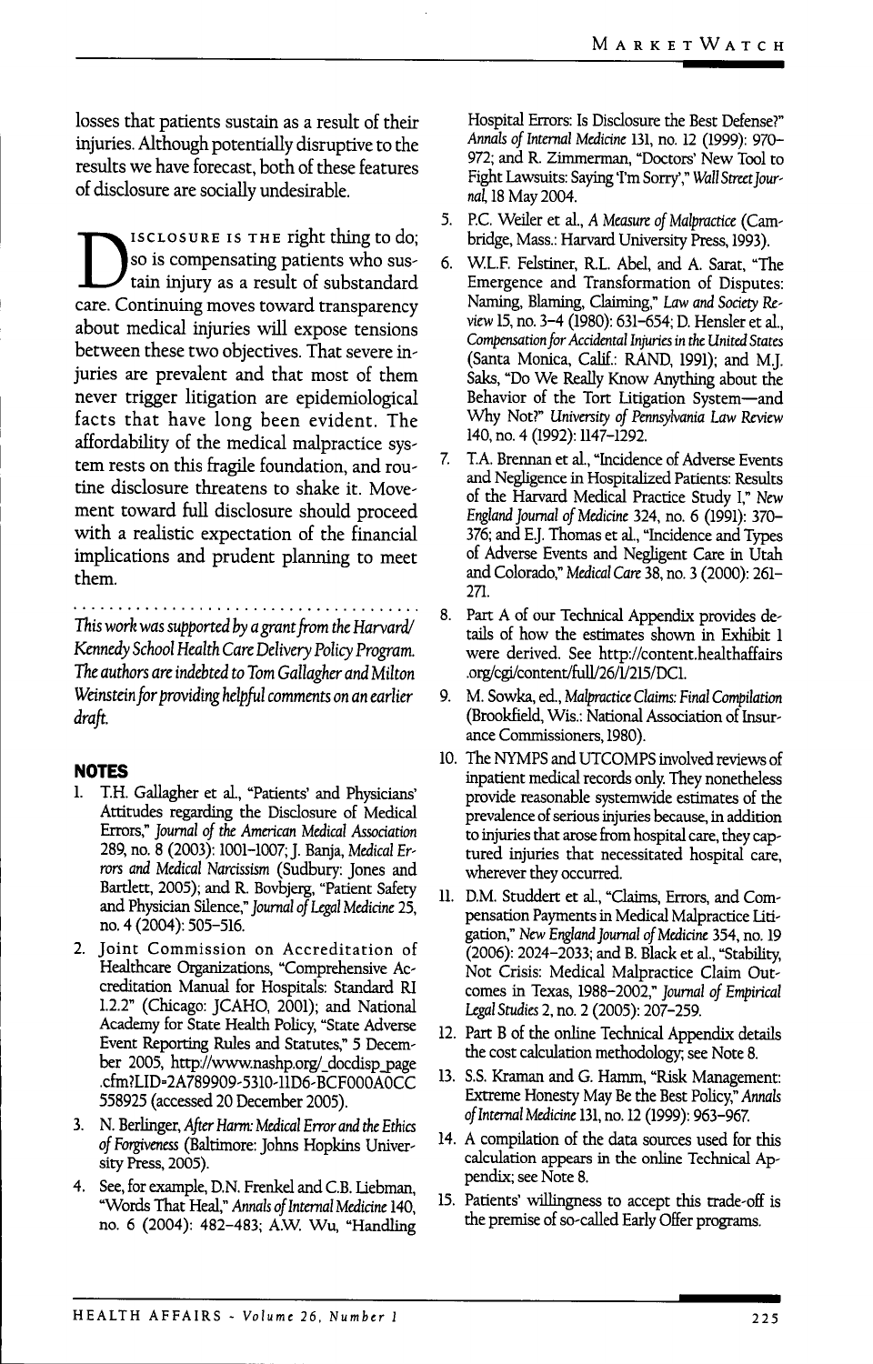losses that patients sustain as a result of their injuries. Although potentially disruptive to the results we have forecast, both of these features of disclosure are socially undesirable.

DISCLOSURE IS THE right thing to do; so is compensating patients who sustain injury as a result of substandard care. Continuing moves toward transparency about medical injuries will expose tensions between these two objectives. That severe injuries are prevalent and that most of them never trigger litigation are epidemiological facts that have long been evident. The affordability of the medical malpractice system rests on this fragile foundation, and routine disclosure threatens to shake it. Movement toward full disclosure should proceed with a realistic expectation of the financial implications and prudent planning to meet them.

*This work was supported by a grant from the Harvard/Kennedy School Health Care Delivery Policy Program. The authors are indebted to Tom Gallagher and Milton Weinstein for providing helpful comments on an earlier draft.*

## NOTES

1. T.H. Gallagher et al., "Patients' and Physicians' Attitudes regarding the Disclosure of Medical Errors," *Journal of the American Medical Association* 289, no. 8 (2003): 1001–1007; J. Banja, *Medical Errors and Medical Narcissism* (Sudbury: Jones and Bartlett, 2005); and R. Bovbjerg, "Patient Safety and Physician Silence," *Journal of Legal Medicine* 25, no. 4 (2004): 505–516.
2. Joint Commission on Accreditation of Healthcare Organizations, "Comprehensive Accreditation Manual for Hospitals: Standard RI 1.2.2" (Chicago: JCAHO, 2001); and National Academy for State Health Policy, "State Adverse Event Reporting Rules and Statutes," 5 December 2005, http://www.nashp.org/_docdisp_page.cfm?LID=2A789909-5310-11D6-BCF000A0CC558925 (accessed 20 December 2005).
3. N. Berlinger, *After Harm: Medical Error and the Ethics of Forgiveness* (Baltimore: Johns Hopkins University Press, 2005).
4. See, for example, D.N. Frenkel and C.B. Liebman, "Words That Heal," *Annals of Internal Medicine* 140, no. 6 (2004): 482–483; A.W. Wu, "Handling Hospital Errors: Is Disclosure the Best Defense?" *Annals of Internal Medicine* 131, no. 12 (1999): 970–972; and R. Zimmerman, "Doctors' New Tool to Fight Lawsuits: Saying 'I'm Sorry'," *Wall Street Journal*, 18 May 2004.
5. P.C. Weiler et al., *A Measure of Malpractice* (Cambridge, Mass.: Harvard University Press, 1993).
6. W.L.F. Felstiner, R.L. Abel, and A. Sarat, "The Emergence and Transformation of Disputes: Naming, Blaming, Claiming," *Law and Society Review* 15, no. 3–4 (1980): 631–654; D. Hensler et al., *Compensation for Accidental Injuries in the United States* (Santa Monica, Calif.: RAND, 1991); and M.J. Saks, "Do We Really Know Anything about the Behavior of the Tort Litigation System—and Why Not?" *University of Pennsylvania Law Review* 140, no. 4 (1992): 1147–1292.
7. T.A. Brennan et al., "Incidence of Adverse Events and Negligence in Hospitalized Patients: Results of the Harvard Medical Practice Study I," *New England Journal of Medicine* 324, no. 6 (1991): 370–376; and E.J. Thomas et al., "Incidence and Types of Adverse Events and Negligent Care in Utah and Colorado," *Medical Care* 38, no. 3 (2000): 261–271.
8. Part A of our Technical Appendix provides details of how the estimates shown in Exhibit 1 were derived. See http://content.healthaffairs.org/cgi/content/full/26/1/215/DC1.
9. M. Sowka, ed., *Malpractice Claims: Final Compilation* (Brookfield, Wis.: National Association of Insurance Commissioners, 1980).
10. The NYMPS and UTCOMPS involved reviews of inpatient medical records only. They nonetheless provide reasonable systemwide estimates of the prevalence of serious injuries because, in addition to injuries that arose from hospital care, they captured injuries that necessitated hospital care, wherever they occurred.
11. D.M. Studdert et al., "Claims, Errors, and Compensation Payments in Medical Malpractice Litigation," *New England Journal of Medicine* 354, no. 19 (2006): 2024–2033; and B. Black et al., "Stability, Not Crisis: Medical Malpractice Claim Outcomes in Texas, 1988–2002," *Journal of Empirical Legal Studies* 2, no. 2 (2005): 207–259.
12. Part B of the online Technical Appendix details the cost calculation methodology; see Note 8.
13. S.S. Kraman and G. Hamm, "Risk Management: Extreme Honesty May Be the Best Policy," *Annals of Internal Medicine* 131, no. 12 (1999): 963–967.
14. A compilation of the data sources used for this calculation appears in the online Technical Appendix; see Note 8.
15. Patients' willingness to accept this trade-off is the premise of so-called Early Offer programs.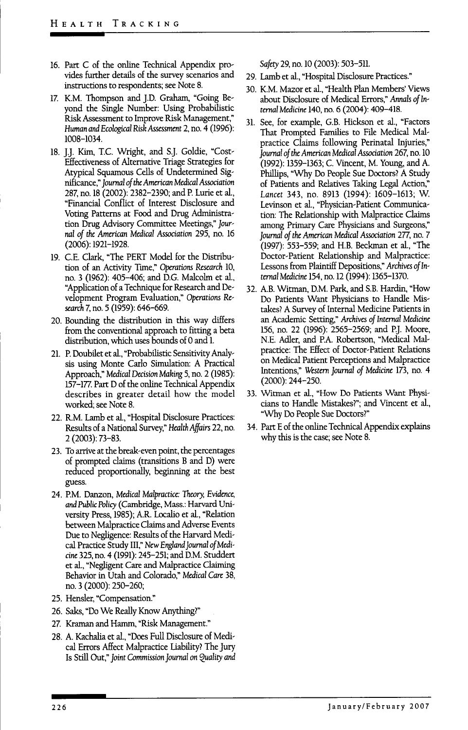16. Part C of the online Technical Appendix provides further details of the survey scenarios and instructions to respondents; see Note 8.
17. K.M. Thompson and J.D. Graham, "Going Beyond the Single Number: Using Probabilistic Risk Assessment to Improve Risk Management," *Human and Ecological Risk Assessment* 2, no. 4 (1996): 1008–1034.
18. J.J. Kim, T.C. Wright, and S.J. Goldie, "Cost-Effectiveness of Alternative Triage Strategies for Atypical Squamous Cells of Undetermined Significance," *Journal of the American Medical Association* 287, no. 18 (2002): 2382–2390; and P. Lurie et al., "Financial Conflict of Interest Disclosure and Voting Patterns at Food and Drug Administration Drug Advisory Committee Meetings," *Journal of the American Medical Association* 295, no. 16 (2006): 1921–1928.
19. C.E. Clark, "The PERT Model for the Distribution of an Activity Time," *Operations Research* 10, no. 3 (1962): 405–406; and D.G. Malcolm et al., "Application of a Technique for Research and Development Program Evaluation," *Operations Research* 7, no. 5 (1959): 646–669.
20. Bounding the distribution in this way differs from the conventional approach to fitting a beta distribution, which uses bounds of 0 and 1.
21. P. Doubilet et al., "Probabilistic Sensitivity Analysis using Monte Carlo Simulation: A Practical Approach," *Medical Decision Making* 5, no. 2 (1985): 157–177. Part D of the online Technical Appendix describes in greater detail how the model worked; see Note 8.
22. R.M. Lamb et al., "Hospital Disclosure Practices: Results of a National Survey," *Health Affairs* 22, no. 2 (2003): 73–83.
23. To arrive at the break-even point, the percentages of prompted claims (transitions B and D) were reduced proportionally, beginning at the best guess.
24. P.M. Danzon, *Medical Malpractice: Theory, Evidence, and Public Policy* (Cambridge, Mass.: Harvard University Press, 1985); A.R. Localio et al., "Relation between Malpractice Claims and Adverse Events Due to Negligence: Results of the Harvard Medical Practice Study III," *New England Journal of Medicine* 325, no. 4 (1991): 245–251; and D.M. Studdert et al., "Negligent Care and Malpractice Claiming Behavior in Utah and Colorado," *Medical Care* 38, no. 3 (2000): 250–260;
25. Hensler, "Compensation."
26. Saks, "Do We Really Know Anything?"
27. Kraman and Hamm, "Risk Management."
28. A. Kachalia et al., "Does Full Disclosure of Medical Errors Affect Malpractice Liability? The Jury Is Still Out," *Joint Commission Journal on Quality and Safety* 29, no. 10 (2003): 503–511.
29. Lamb et al., "Hospital Disclosure Practices."
30. K.M. Mazor et al., "Health Plan Members' Views about Disclosure of Medical Errors," *Annals of Internal Medicine* 140, no. 6 (2004): 409–418.
31. See, for example, G.B. Hickson et al., "Factors That Prompted Families to File Medical Malpractice Claims following Perinatal Injuries," *Journal of the American Medical Association* 267, no. 10 (1992): 1359–1363; C. Vincent, M. Young, and A. Phillips, "Why Do People Sue Doctors? A Study of Patients and Relatives Taking Legal Action," *Lancet* 343, no. 8913 (1994): 1609–1613; W. Levinson et al., "Physician-Patient Communication: The Relationship with Malpractice Claims among Primary Care Physicians and Surgeons," *Journal of the American Medical Association* 277, no. 7 (1997): 553–559; and H.B. Beckman et al., "The Doctor-Patient Relationship and Malpractice: Lessons from Plaintiff Depositions," *Archives of Internal Medicine* 154, no. 12 (1994): 1365–1370.
32. A.B. Witman, D.M. Park, and S.B. Hardin, "How Do Patients Want Physicians to Handle Mistakes? A Survey of Internal Medicine Patients in an Academic Setting," *Archives of Internal Medicine* 156, no. 22 (1996): 2565–2569; and P.J. Moore, N.E. Adler, and P.A. Robertson, "Medical Malpractice: The Effect of Doctor-Patient Relations on Medical Patient Perceptions and Malpractice Intentions," *Western Journal of Medicine* 173, no. 4 (2000): 244–250.
33. Witman et al., "How Do Patients Want Physicians to Handle Mistakes?"; and Vincent et al., "Why Do People Sue Doctors?"
34. Part E of the online Technical Appendix explains why this is the case; see Note 8.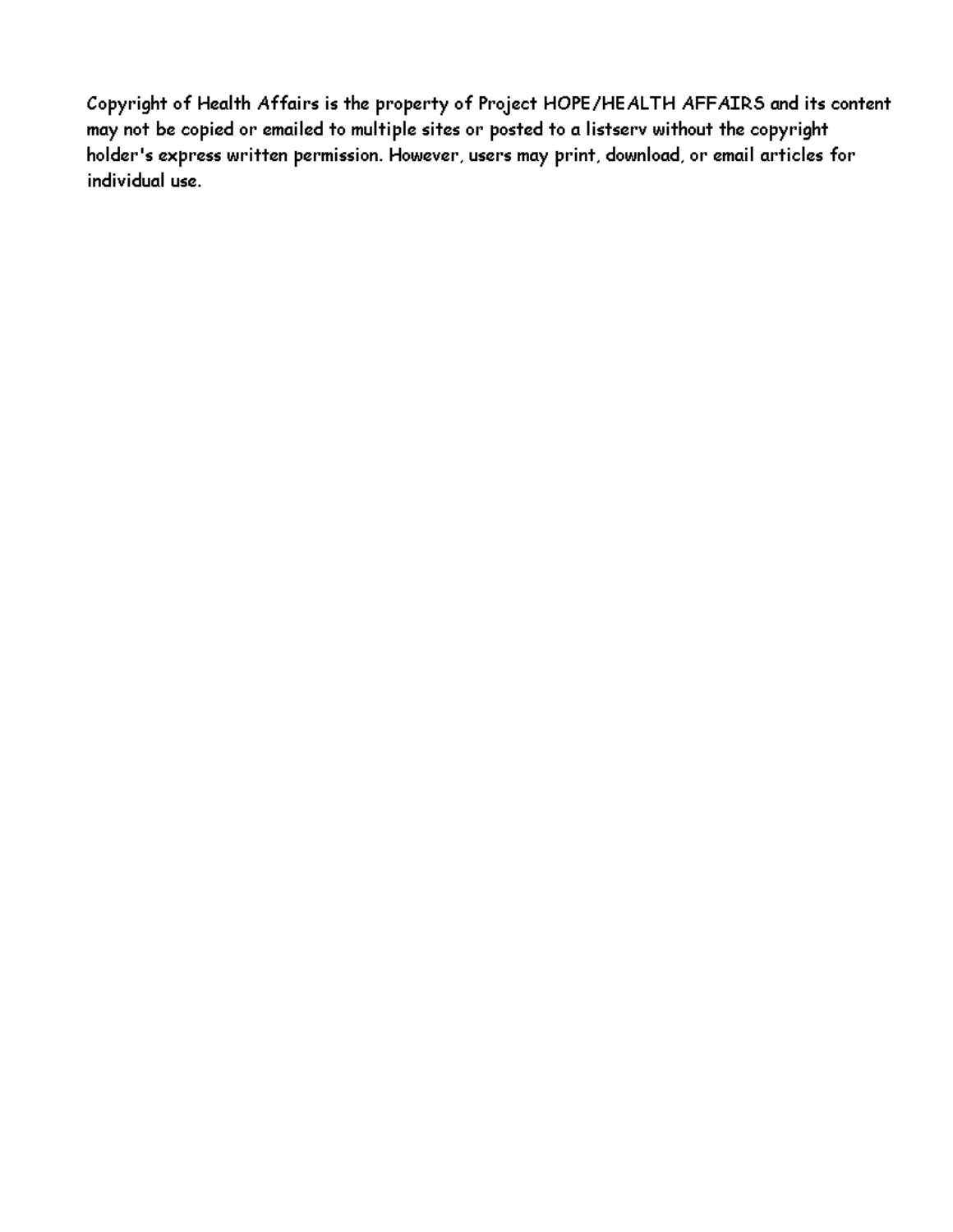Copyright of Health Affairs is the property of Project HOPE/HEALTH AFFAIRS and its content may not be copied or emailed to multiple sites or posted to a listserv without the copyright holder's express written permission. However, users may print, download, or email articles for individual use.